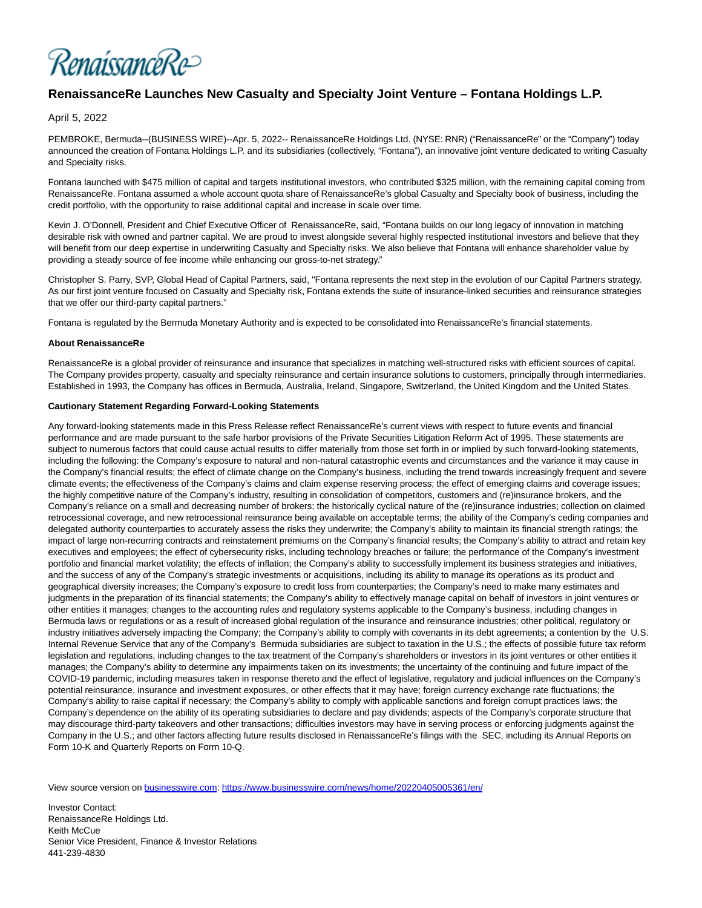RenaissanceRe

# RenaissanceRe Launches New Casualty and Specialty Joint Venture – Fontana Holdings L.P.

April 5, 2022

PEMBROKE, Bermuda--(BUSINESS WIRE)--Apr. 5, 2022-- RenaissanceRe Holdings Ltd. (NYSE: RNR) ("RenaissanceRe" or the "Company") today announced the creation of Fontana Holdings L.P. and its subsidiaries (collectively, "Fontana"), an innovative joint venture dedicated to writing Casualty and Specialty risks.

Fontana launched with $475 million of capital and targets institutional investors, who contributed $325 million, with the remaining capital coming from RenaissanceRe. Fontana assumed a whole account quota share of RenaissanceRe's global Casualty and Specialty book of business, including the credit portfolio, with the opportunity to raise additional capital and increase in scale over time.

Kevin J. O'Donnell, President and Chief Executive Officer of RenaissanceRe, said, "Fontana builds on our long legacy of innovation in matching desirable risk with owned and partner capital. We are proud to invest alongside several highly respected institutional investors and believe that they will benefit from our deep expertise in underwriting Casualty and Specialty risks. We also believe that Fontana will enhance shareholder value by providing a steady source of fee income while enhancing our gross-to-net strategy."

Christopher S. Parry, SVP, Global Head of Capital Partners, said, "Fontana represents the next step in the evolution of our Capital Partners strategy. As our first joint venture focused on Casualty and Specialty risk, Fontana extends the suite of insurance-linked securities and reinsurance strategies that we offer our third-party capital partners."

Fontana is regulated by the Bermuda Monetary Authority and is expected to be consolidated into RenaissanceRe's financial statements.

**About RenaissanceRe**

RenaissanceRe is a global provider of reinsurance and insurance that specializes in matching well-structured risks with efficient sources of capital. The Company provides property, casualty and specialty reinsurance and certain insurance solutions to customers, principally through intermediaries. Established in 1993, the Company has offices in Bermuda, Australia, Ireland, Singapore, Switzerland, the United Kingdom and the United States.

**Cautionary Statement Regarding Forward-Looking Statements**

Any forward-looking statements made in this Press Release reflect RenaissanceRe's current views with respect to future events and financial performance and are made pursuant to the safe harbor provisions of the Private Securities Litigation Reform Act of 1995. These statements are subject to numerous factors that could cause actual results to differ materially from those set forth in or implied by such forward-looking statements, including the following: the Company's exposure to natural and non-natural catastrophic events and circumstances and the variance it may cause in the Company's financial results; the effect of climate change on the Company's business, including the trend towards increasingly frequent and severe climate events; the effectiveness of the Company's claims and claim expense reserving process; the effect of emerging claims and coverage issues; the highly competitive nature of the Company's industry, resulting in consolidation of competitors, customers and (re)insurance brokers, and the Company's reliance on a small and decreasing number of brokers; the historically cyclical nature of the (re)insurance industries; collection on claimed retrocessional coverage, and new retrocessional reinsurance being available on acceptable terms; the ability of the Company's ceding companies and delegated authority counterparties to accurately assess the risks they underwrite; the Company's ability to maintain its financial strength ratings; the impact of large non-recurring contracts and reinstatement premiums on the Company's financial results; the Company's ability to attract and retain key executives and employees; the effect of cybersecurity risks, including technology breaches or failure; the performance of the Company's investment portfolio and financial market volatility; the effects of inflation; the Company's ability to successfully implement its business strategies and initiatives, and the success of any of the Company's strategic investments or acquisitions, including its ability to manage its operations as its product and geographical diversity increases; the Company's exposure to credit loss from counterparties; the Company's need to make many estimates and judgments in the preparation of its financial statements; the Company's ability to effectively manage capital on behalf of investors in joint ventures or other entities it manages; changes to the accounting rules and regulatory systems applicable to the Company's business, including changes in Bermuda laws or regulations or as a result of increased global regulation of the insurance and reinsurance industries; other political, regulatory or industry initiatives adversely impacting the Company; the Company's ability to comply with covenants in its debt agreements; a contention by the U.S. Internal Revenue Service that any of the Company's Bermuda subsidiaries are subject to taxation in the U.S.; the effects of possible future tax reform legislation and regulations, including changes to the tax treatment of the Company's shareholders or investors in its joint ventures or other entities it manages; the Company's ability to determine any impairments taken on its investments; the uncertainty of the continuing and future impact of the COVID-19 pandemic, including measures taken in response thereto and the effect of legislative, regulatory and judicial influences on the Company's potential reinsurance, insurance and investment exposures, or other effects that it may have; foreign currency exchange rate fluctuations; the Company's ability to raise capital if necessary; the Company's ability to comply with applicable sanctions and foreign corrupt practices laws; the Company's dependence on the ability of its operating subsidiaries to declare and pay dividends; aspects of the Company's corporate structure that may discourage third-party takeovers and other transactions; difficulties investors may have in serving process or enforcing judgments against the Company in the U.S.; and other factors affecting future results disclosed in RenaissanceRe's filings with the SEC, including its Annual Reports on Form 10-K and Quarterly Reports on Form 10-Q.

View source version on businesswire.com: https://www.businesswire.com/news/home/20220405005361/en/

Investor Contact:
RenaissanceRe Holdings Ltd.
Keith McCue
Senior Vice President, Finance & Investor Relations
441-239-4830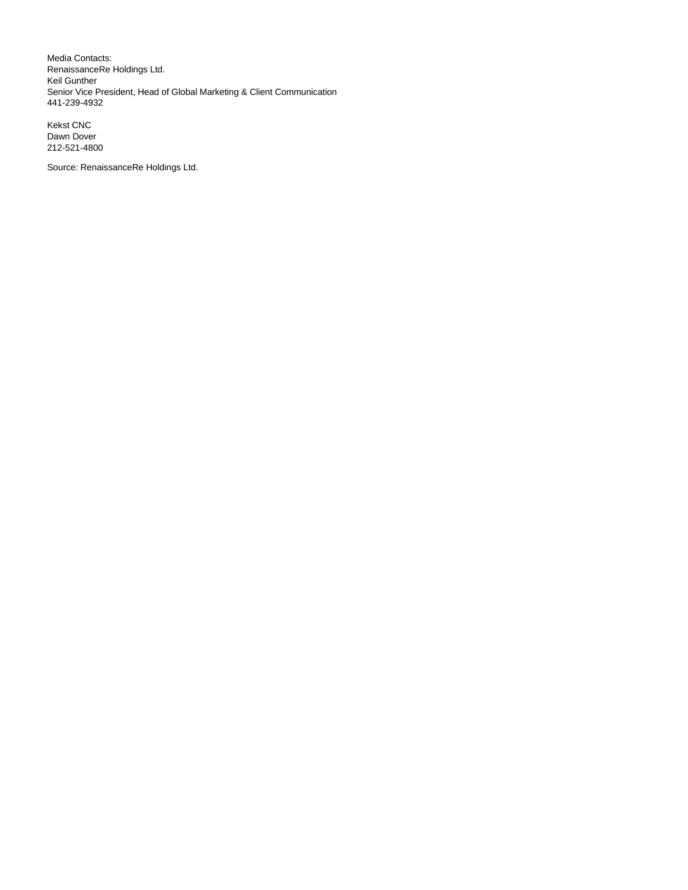Media Contacts:
RenaissanceRe Holdings Ltd.
Keil Gunther
Senior Vice President, Head of Global Marketing & Client Communication
441-239-4932

Kekst CNC
Dawn Dover
212-521-4800

Source: RenaissanceRe Holdings Ltd.